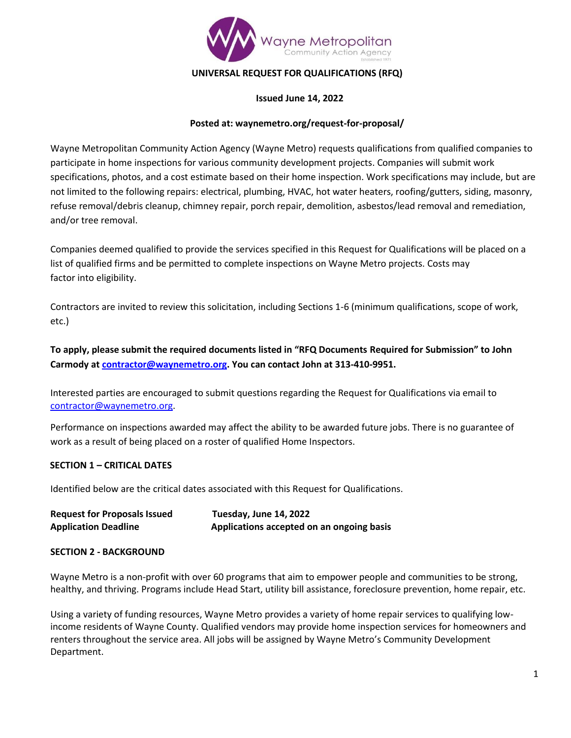Wayne Metropolitan Community Action Agency

Established 1971

# UNIVERSAL REQUEST FOR QUALIFICATIONS (RFQ)

**Issued June 14, 2022**

**Posted at: waynemetro.org/request-for-proposal/**

Wayne Metropolitan Community Action Agency (Wayne Metro) requests qualifications from qualified companies to participate in home inspections for various community development projects. Companies will submit work specifications, photos, and a cost estimate based on their home inspection. Work specifications may include, but are not limited to the following repairs: electrical, plumbing, HVAC, hot water heaters, roofing/gutters, siding, masonry, refuse removal/debris cleanup, chimney repair, porch repair, demolition, asbestos/lead removal and remediation, and/or tree removal.

Companies deemed qualified to provide the services specified in this Request for Qualifications will be placed on a list of qualified firms and be permitted to complete inspections on Wayne Metro projects. Costs may factor into eligibility.

Contractors are invited to review this solicitation, including Sections 1-6 (minimum qualifications, scope of work, etc.)

**To apply, please submit the required documents listed in "RFQ Documents Required for Submission" to John Carmody at [contractor@waynemetro.org](mailto:contractor@waynemetro.org). You can contact John at 313-410-9951.**

Interested parties are encouraged to submit questions regarding the Request for Qualifications via email to [contractor@waynemetro.org](mailto:contractor@waynemetro.org).

Performance on inspections awarded may affect the ability to be awarded future jobs. There is no guarantee of work as a result of being placed on a roster of qualified Home Inspectors.

## SECTION 1 – CRITICAL DATES

Identified below are the critical dates associated with this Request for Qualifications.

| | |
|---|---|
| **Request for Proposals Issued** | **Tuesday, June 14, 2022** |
| **Application Deadline** | **Applications accepted on an ongoing basis** |

## SECTION 2 - BACKGROUND

Wayne Metro is a non-profit with over 60 programs that aim to empower people and communities to be strong, healthy, and thriving. Programs include Head Start, utility bill assistance, foreclosure prevention, home repair, etc.

Using a variety of funding resources, Wayne Metro provides a variety of home repair services to qualifying low-income residents of Wayne County. Qualified vendors may provide home inspection services for homeowners and renters throughout the service area. All jobs will be assigned by Wayne Metro's Community Development Department.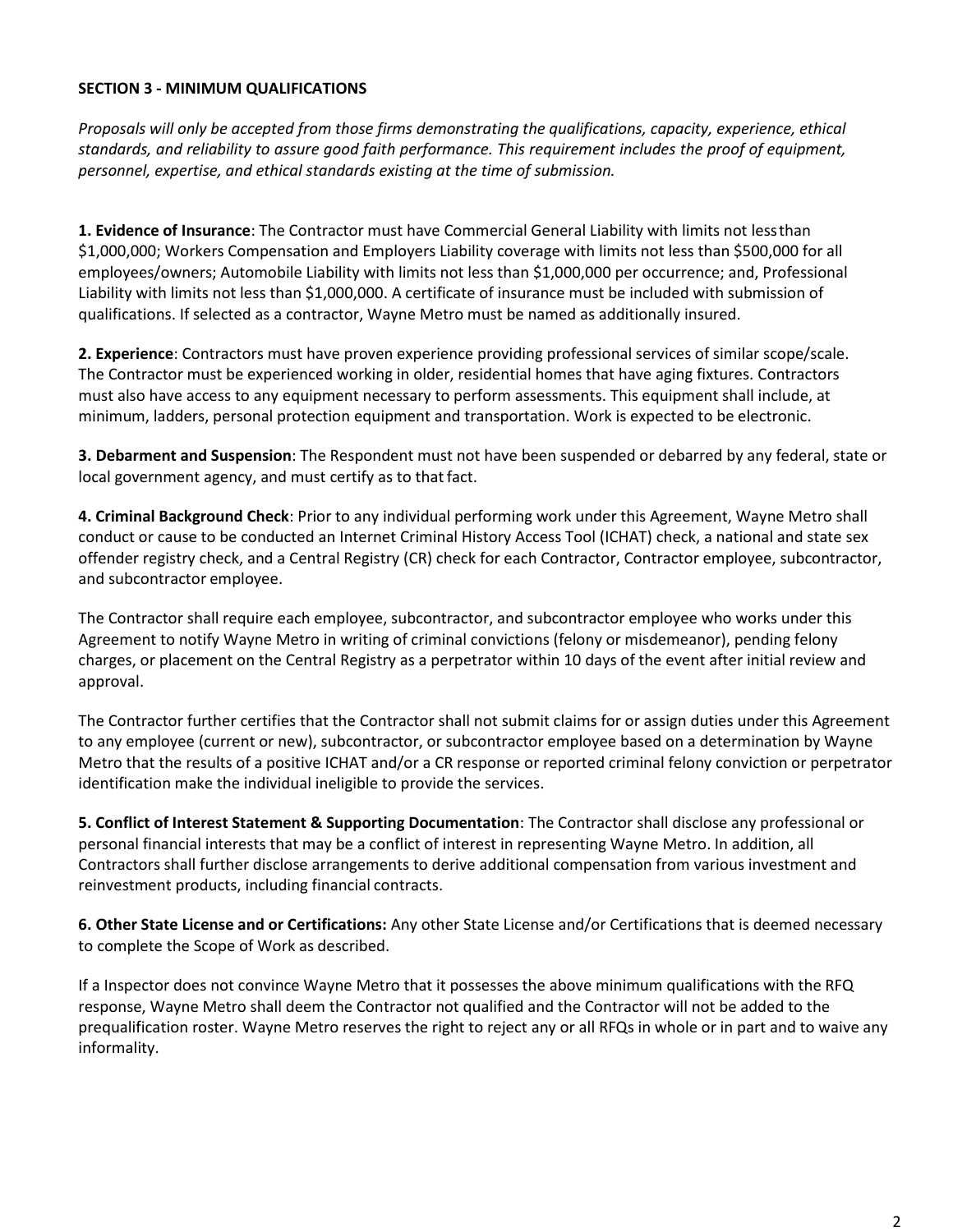**SECTION 3 - MINIMUM QUALIFICATIONS**

*Proposals will only be accepted from those firms demonstrating the qualifications, capacity, experience, ethical standards, and reliability to assure good faith performance. This requirement includes the proof of equipment, personnel, expertise, and ethical standards existing at the time of submission.*

**1. Evidence of Insurance**: The Contractor must have Commercial General Liability with limits not less than $1,000,000; Workers Compensation and Employers Liability coverage with limits not less than $500,000 for all employees/owners; Automobile Liability with limits not less than $1,000,000 per occurrence; and, Professional Liability with limits not less than $1,000,000. A certificate of insurance must be included with submission of qualifications. If selected as a contractor, Wayne Metro must be named as additionally insured.

**2. Experience**: Contractors must have proven experience providing professional services of similar scope/scale. The Contractor must be experienced working in older, residential homes that have aging fixtures. Contractors must also have access to any equipment necessary to perform assessments. This equipment shall include, at minimum, ladders, personal protection equipment and transportation. Work is expected to be electronic.

**3. Debarment and Suspension**: The Respondent must not have been suspended or debarred by any federal, state or local government agency, and must certify as to that fact.

**4. Criminal Background Check**: Prior to any individual performing work under this Agreement, Wayne Metro shall conduct or cause to be conducted an Internet Criminal History Access Tool (ICHAT) check, a national and state sex offender registry check, and a Central Registry (CR) check for each Contractor, Contractor employee, subcontractor, and subcontractor employee.

The Contractor shall require each employee, subcontractor, and subcontractor employee who works under this Agreement to notify Wayne Metro in writing of criminal convictions (felony or misdemeanor), pending felony charges, or placement on the Central Registry as a perpetrator within 10 days of the event after initial review and approval.

The Contractor further certifies that the Contractor shall not submit claims for or assign duties under this Agreement to any employee (current or new), subcontractor, or subcontractor employee based on a determination by Wayne Metro that the results of a positive ICHAT and/or a CR response or reported criminal felony conviction or perpetrator identification make the individual ineligible to provide the services.

**5. Conflict of Interest Statement & Supporting Documentation**: The Contractor shall disclose any professional or personal financial interests that may be a conflict of interest in representing Wayne Metro. In addition, all Contractors shall further disclose arrangements to derive additional compensation from various investment and reinvestment products, including financial contracts.

**6. Other State License and or Certifications:** Any other State License and/or Certifications that is deemed necessary to complete the Scope of Work as described.

If a Inspector does not convince Wayne Metro that it possesses the above minimum qualifications with the RFQ response, Wayne Metro shall deem the Contractor not qualified and the Contractor will not be added to the prequalification roster. Wayne Metro reserves the right to reject any or all RFQs in whole or in part and to waive any informality.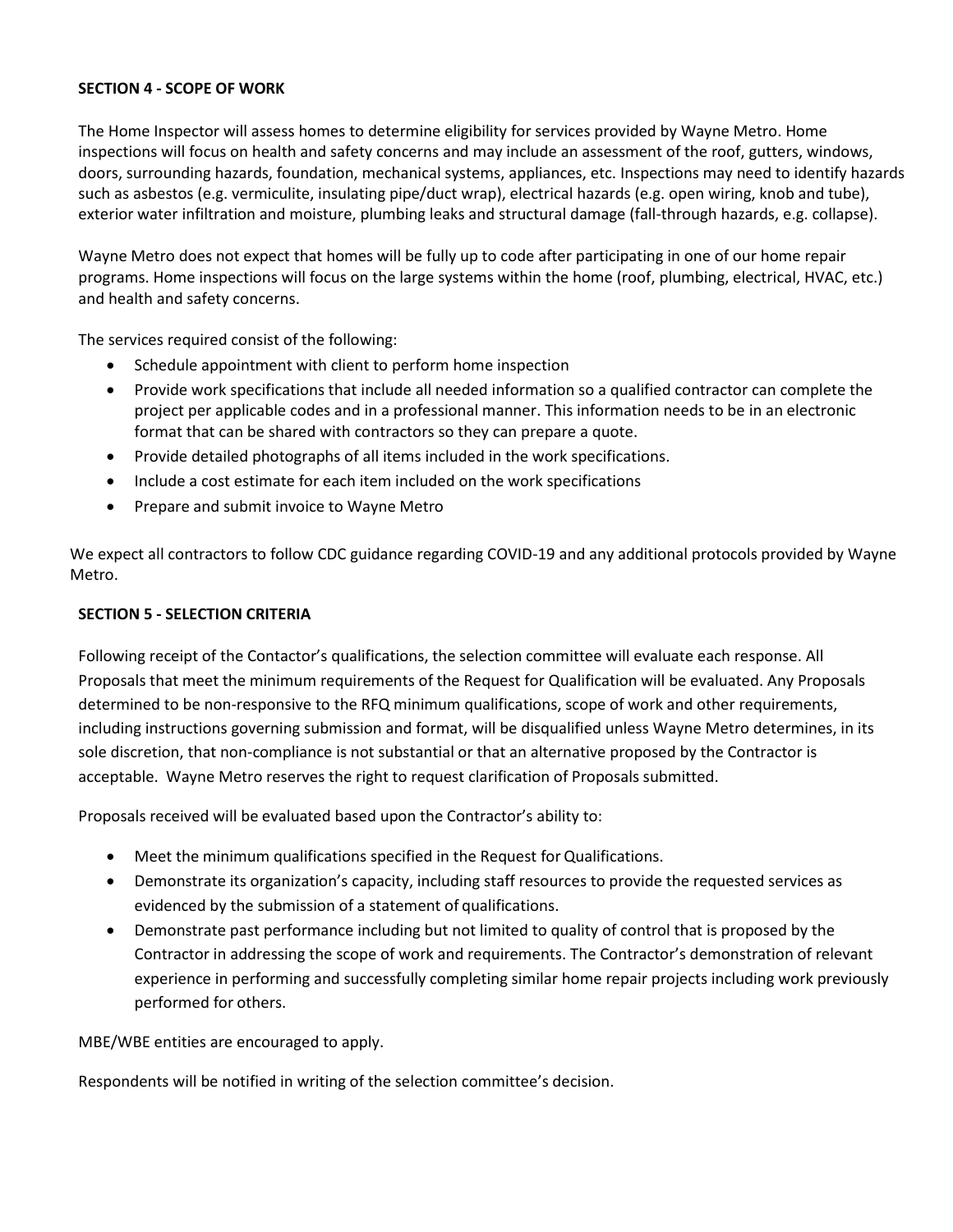**SECTION 4 - SCOPE OF WORK**

The Home Inspector will assess homes to determine eligibility for services provided by Wayne Metro. Home inspections will focus on health and safety concerns and may include an assessment of the roof, gutters, windows, doors, surrounding hazards, foundation, mechanical systems, appliances, etc. Inspections may need to identify hazards such as asbestos (e.g. vermiculite, insulating pipe/duct wrap), electrical hazards (e.g. open wiring, knob and tube), exterior water infiltration and moisture, plumbing leaks and structural damage (fall-through hazards, e.g. collapse).

Wayne Metro does not expect that homes will be fully up to code after participating in one of our home repair programs. Home inspections will focus on the large systems within the home (roof, plumbing, electrical, HVAC, etc.) and health and safety concerns.

The services required consist of the following:

- Schedule appointment with client to perform home inspection
- Provide work specifications that include all needed information so a qualified contractor can complete the project per applicable codes and in a professional manner. This information needs to be in an electronic format that can be shared with contractors so they can prepare a quote.
- Provide detailed photographs of all items included in the work specifications.
- Include a cost estimate for each item included on the work specifications
- Prepare and submit invoice to Wayne Metro

We expect all contractors to follow CDC guidance regarding COVID-19 and any additional protocols provided by Wayne Metro.

**SECTION 5 - SELECTION CRITERIA**

Following receipt of the Contactor's qualifications, the selection committee will evaluate each response. All Proposals that meet the minimum requirements of the Request for Qualification will be evaluated. Any Proposals determined to be non-responsive to the RFQ minimum qualifications, scope of work and other requirements, including instructions governing submission and format, will be disqualified unless Wayne Metro determines, in its sole discretion, that non-compliance is not substantial or that an alternative proposed by the Contractor is acceptable. Wayne Metro reserves the right to request clarification of Proposals submitted.

Proposals received will be evaluated based upon the Contractor's ability to:

- Meet the minimum qualifications specified in the Request for Qualifications.
- Demonstrate its organization's capacity, including staff resources to provide the requested services as evidenced by the submission of a statement of qualifications.
- Demonstrate past performance including but not limited to quality of control that is proposed by the Contractor in addressing the scope of work and requirements. The Contractor's demonstration of relevant experience in performing and successfully completing similar home repair projects including work previously performed for others.

MBE/WBE entities are encouraged to apply.

Respondents will be notified in writing of the selection committee's decision.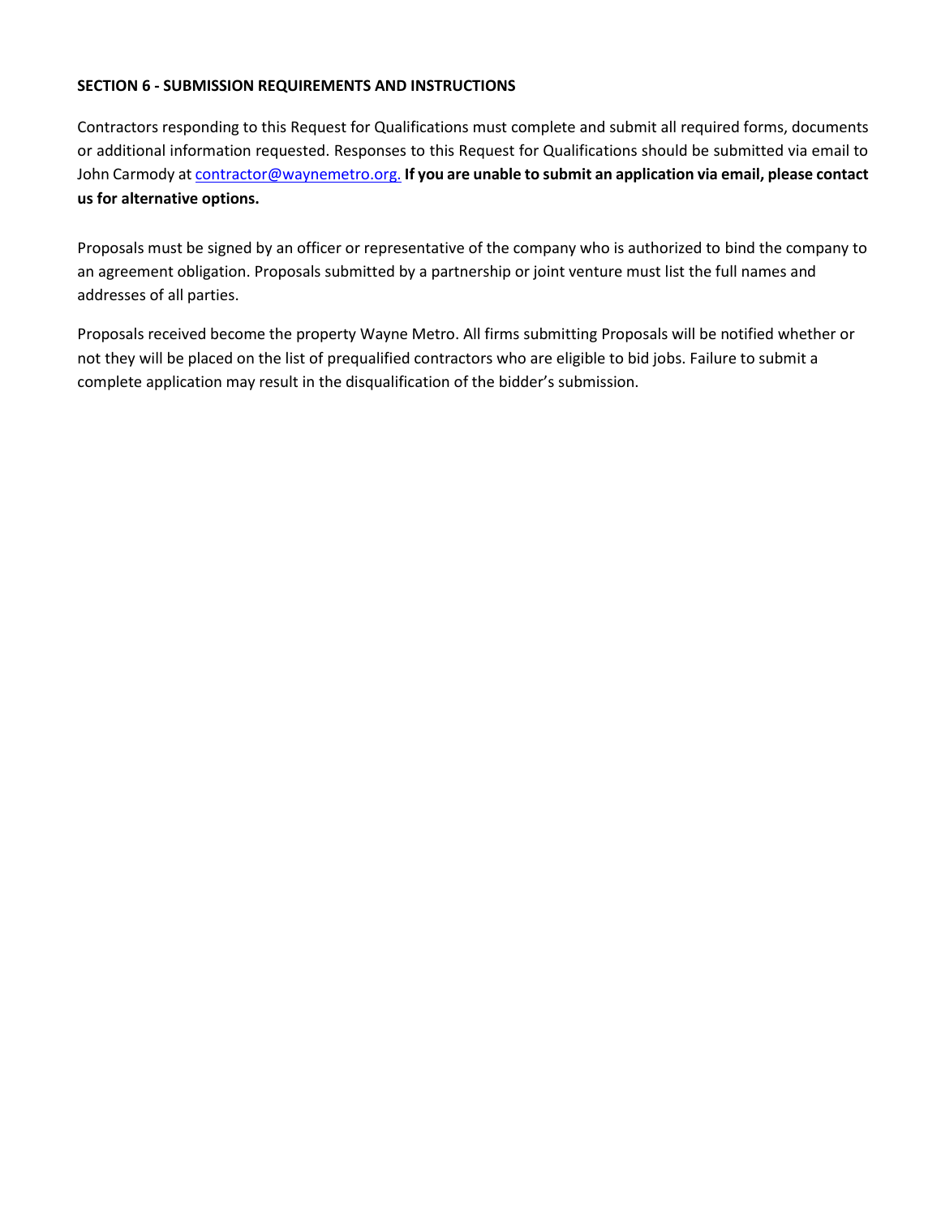**SECTION 6 - SUBMISSION REQUIREMENTS AND INSTRUCTIONS**

Contractors responding to this Request for Qualifications must complete and submit all required forms, documents or additional information requested. Responses to this Request for Qualifications should be submitted via email to John Carmody at contractor@waynemetro.org. **If you are unable to submit an application via email, please contact us for alternative options.**

Proposals must be signed by an officer or representative of the company who is authorized to bind the company to an agreement obligation. Proposals submitted by a partnership or joint venture must list the full names and addresses of all parties.

Proposals received become the property Wayne Metro. All firms submitting Proposals will be notified whether or not they will be placed on the list of prequalified contractors who are eligible to bid jobs. Failure to submit a complete application may result in the disqualification of the bidder's submission.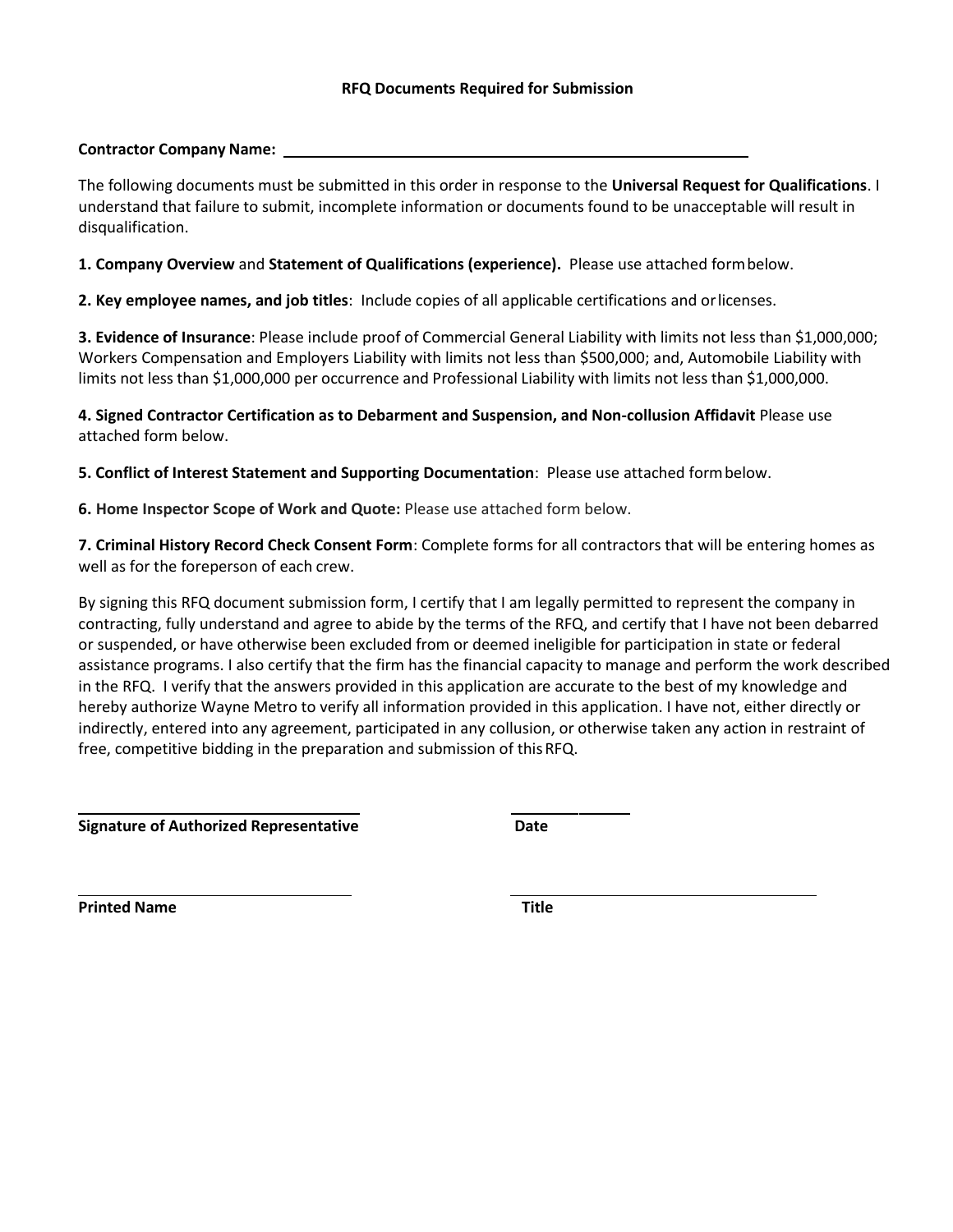## RFQ Documents Required for Submission

**Contractor Company Name:** ____________________________________________

The following documents must be submitted in this order in response to the **Universal Request for Qualifications**. I understand that failure to submit, incomplete information or documents found to be unacceptable will result in disqualification.

**1. Company Overview** and **Statement of Qualifications (experience).** Please use attached form below.

**2. Key employee names, and job titles**: Include copies of all applicable certifications and or licenses.

**3. Evidence of Insurance**: Please include proof of Commercial General Liability with limits not less than $1,000,000; Workers Compensation and Employers Liability with limits not less than $500,000; and, Automobile Liability with limits not less than $1,000,000 per occurrence and Professional Liability with limits not less than $1,000,000.

**4. Signed Contractor Certification as to Debarment and Suspension, and Non-collusion Affidavit** Please use attached form below.

**5. Conflict of Interest Statement and Supporting Documentation**: Please use attached form below.

**6. Home Inspector Scope of Work and Quote:** Please use attached form below.

**7. Criminal History Record Check Consent Form**: Complete forms for all contractors that will be entering homes as well as for the foreperson of each crew.

By signing this RFQ document submission form, I certify that I am legally permitted to represent the company in contracting, fully understand and agree to abide by the terms of the RFQ, and certify that I have not been debarred or suspended, or have otherwise been excluded from or deemed ineligible for participation in state or federal assistance programs. I also certify that the firm has the financial capacity to manage and perform the work described in the RFQ. I verify that the answers provided in this application are accurate to the best of my knowledge and hereby authorize Wayne Metro to verify all information provided in this application. I have not, either directly or indirectly, entered into any agreement, participated in any collusion, or otherwise taken any action in restraint of free, competitive bidding in the preparation and submission of this RFQ.

______________________________ ______________

**Signature of Authorized Representative** **Date**

______________________________ ______________________________

**Printed Name** **Title**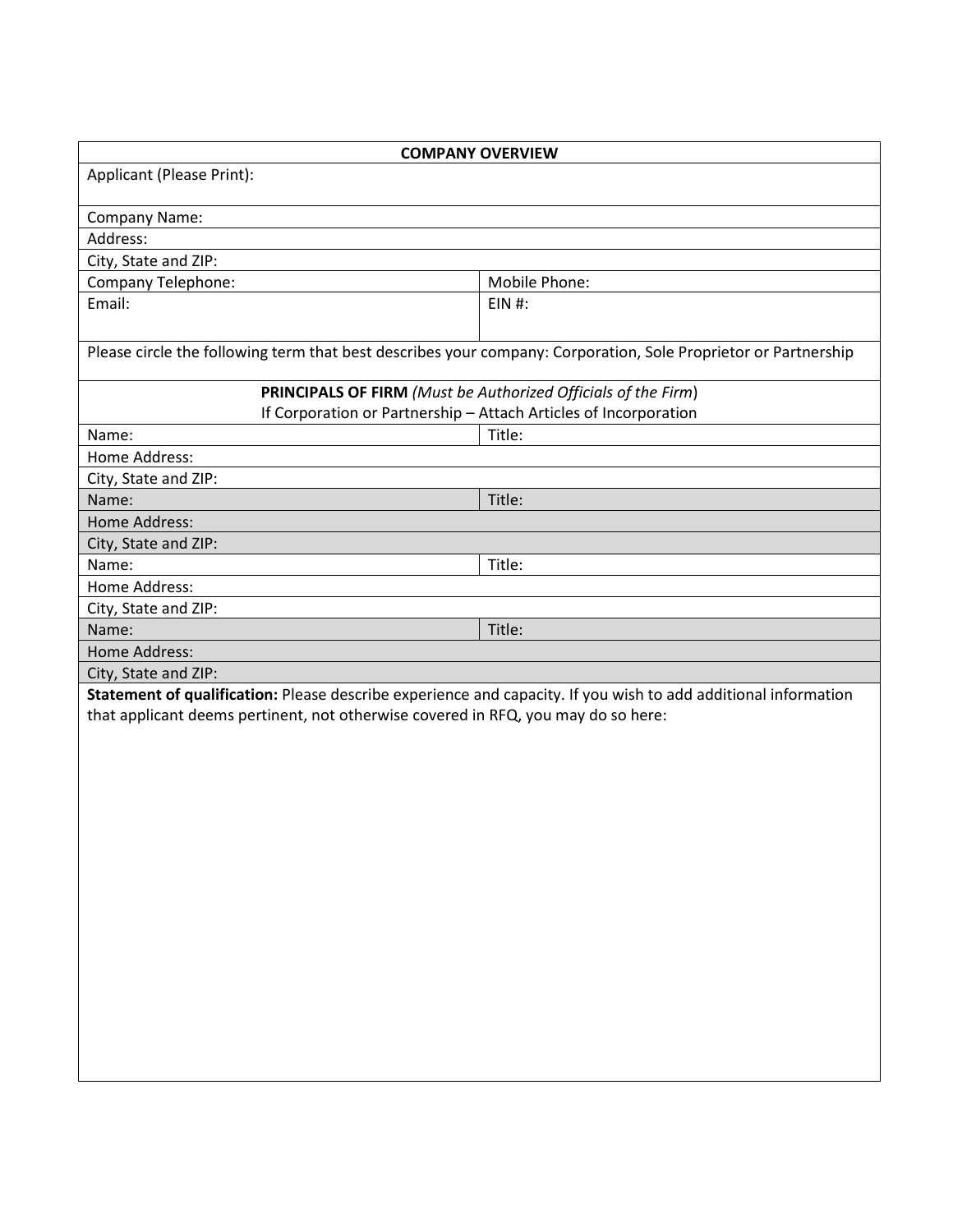| **COMPANY OVERVIEW** | |
|---|---|
| Applicant (Please Print): | |
| Company Name: | |
| Address: | |
| City, State and ZIP: | |
| Company Telephone: | Mobile Phone: |
| Email: | EIN #: |
| Please circle the following term that best describes your company: Corporation, Sole Proprietor or Partnership | |
| **PRINCIPALS OF FIRM** *(Must be Authorized Officials of the Firm)*<br>If Corporation or Partnership – Attach Articles of Incorporation | |
| Name: | Title: |
| Home Address: | |
| City, State and ZIP: | |
| Name: | Title: |
| Home Address: | |
| City, State and ZIP: | |
| Name: | Title: |
| Home Address: | |
| City, State and ZIP: | |
| Name: | Title: |
| Home Address: | |
| City, State and ZIP: | |
| **Statement of qualification:** Please describe experience and capacity. If you wish to add additional information that applicant deems pertinent, not otherwise covered in RFQ, you may do so here: | |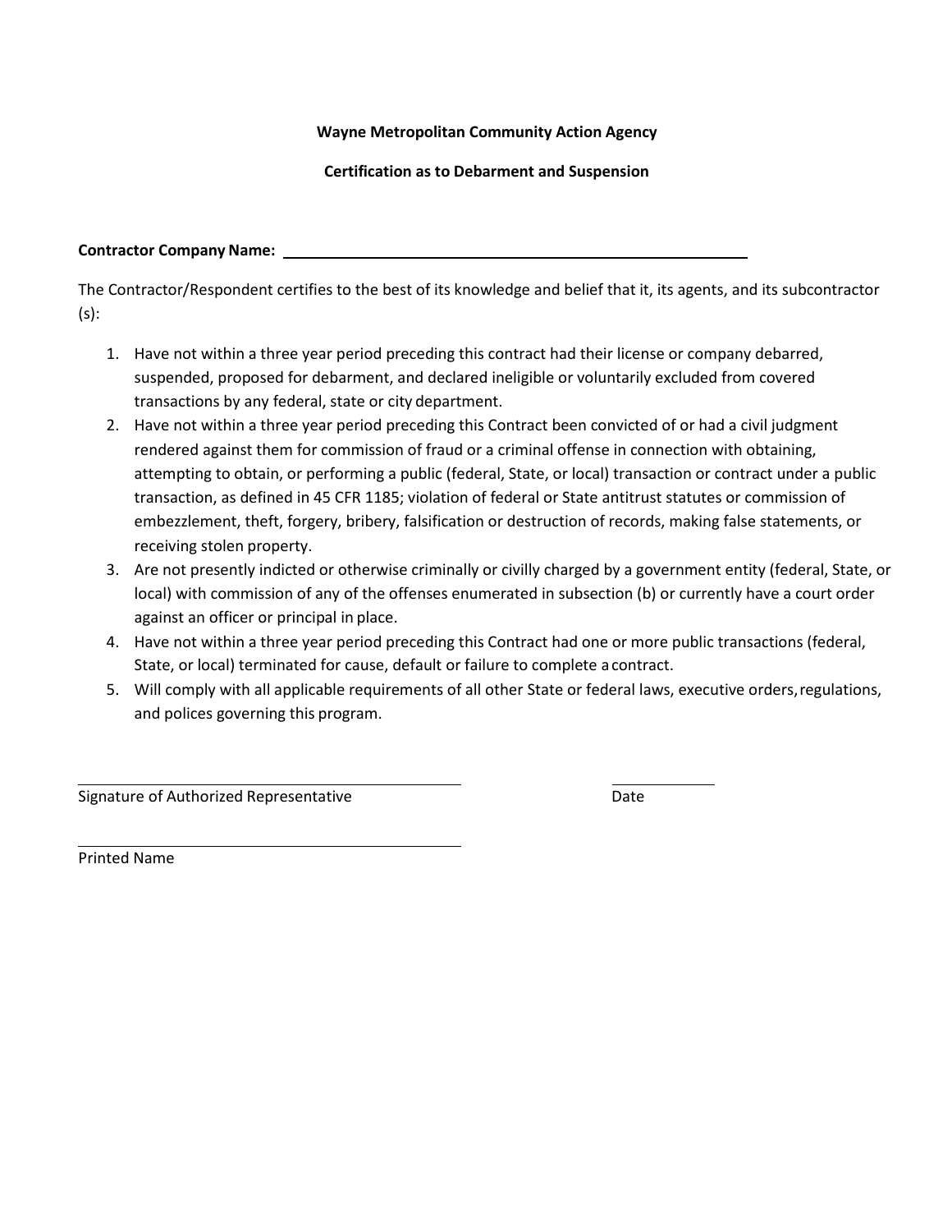**Wayne Metropolitan Community Action Agency**

**Certification as to Debarment and Suspension**

**Contractor Company Name:** ______________________________________________

The Contractor/Respondent certifies to the best of its knowledge and belief that it, its agents, and its subcontractor (s):

1. Have not within a three year period preceding this contract had their license or company debarred, suspended, proposed for debarment, and declared ineligible or voluntarily excluded from covered transactions by any federal, state or city department.
2. Have not within a three year period preceding this Contract been convicted of or had a civil judgment rendered against them for commission of fraud or a criminal offense in connection with obtaining, attempting to obtain, or performing a public (federal, State, or local) transaction or contract under a public transaction, as defined in 45 CFR 1185; violation of federal or State antitrust statutes or commission of embezzlement, theft, forgery, bribery, falsification or destruction of records, making false statements, or receiving stolen property.
3. Are not presently indicted or otherwise criminally or civilly charged by a government entity (federal, State, or local) with commission of any of the offenses enumerated in subsection (b) or currently have a court order against an officer or principal in place.
4. Have not within a three year period preceding this Contract had one or more public transactions (federal, State, or local) terminated for cause, default or failure to complete a contract.
5. Will comply with all applicable requirements of all other State or federal laws, executive orders, regulations, and polices governing this program.

______________________________________________ ____________

Signature of Authorized Representative Date

______________________________________________

Printed Name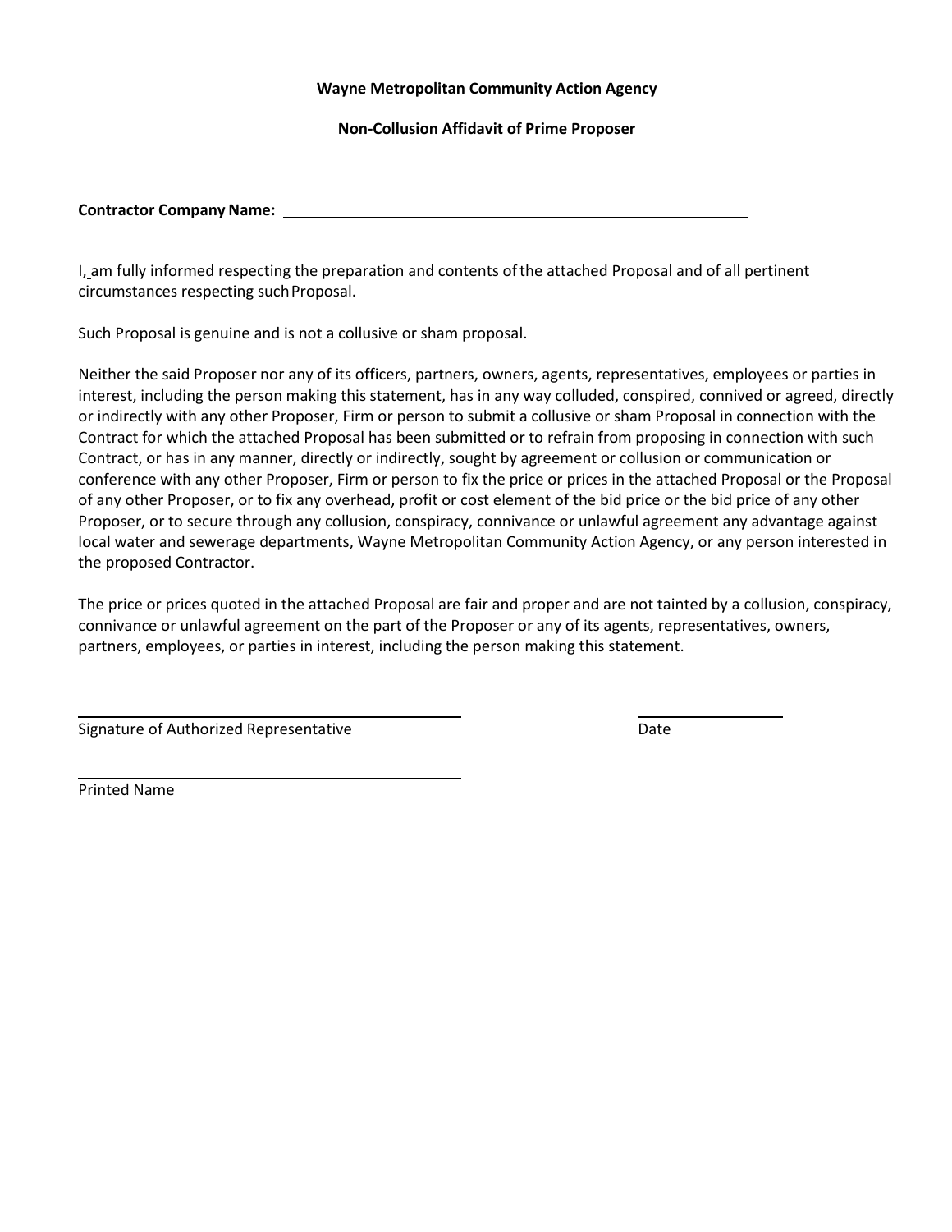**Wayne Metropolitan Community Action Agency**

**Non-Collusion Affidavit of Prime Proposer**

**Contractor Company Name:** ______________________________________________

I, am fully informed respecting the preparation and contents of the attached Proposal and of all pertinent circumstances respecting such Proposal.

Such Proposal is genuine and is not a collusive or sham proposal.

Neither the said Proposer nor any of its officers, partners, owners, agents, representatives, employees or parties in interest, including the person making this statement, has in any way colluded, conspired, connived or agreed, directly or indirectly with any other Proposer, Firm or person to submit a collusive or sham Proposal in connection with the Contract for which the attached Proposal has been submitted or to refrain from proposing in connection with such Contract, or has in any manner, directly or indirectly, sought by agreement or collusion or communication or conference with any other Proposer, Firm or person to fix the price or prices in the attached Proposal or the Proposal of any other Proposer, or to fix any overhead, profit or cost element of the bid price or the bid price of any other Proposer, or to secure through any collusion, conspiracy, connivance or unlawful agreement any advantage against local water and sewerage departments, Wayne Metropolitan Community Action Agency, or any person interested in the proposed Contractor.

The price or prices quoted in the attached Proposal are fair and proper and are not tainted by a collusion, conspiracy, connivance or unlawful agreement on the part of the Proposer or any of its agents, representatives, owners, partners, employees, or parties in interest, including the person making this statement.

____________________________________ ______________

Signature of Authorized Representative Date

____________________________________

Printed Name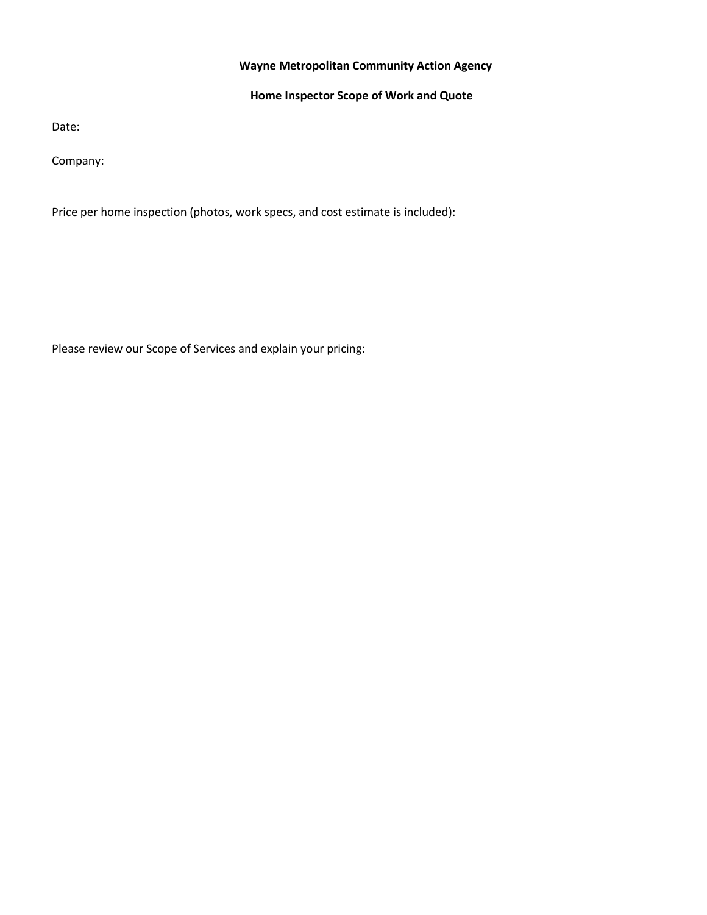**Wayne Metropolitan Community Action Agency**

**Home Inspector Scope of Work and Quote**

Date:

Company:

Price per home inspection (photos, work specs, and cost estimate is included):

Please review our Scope of Services and explain your pricing: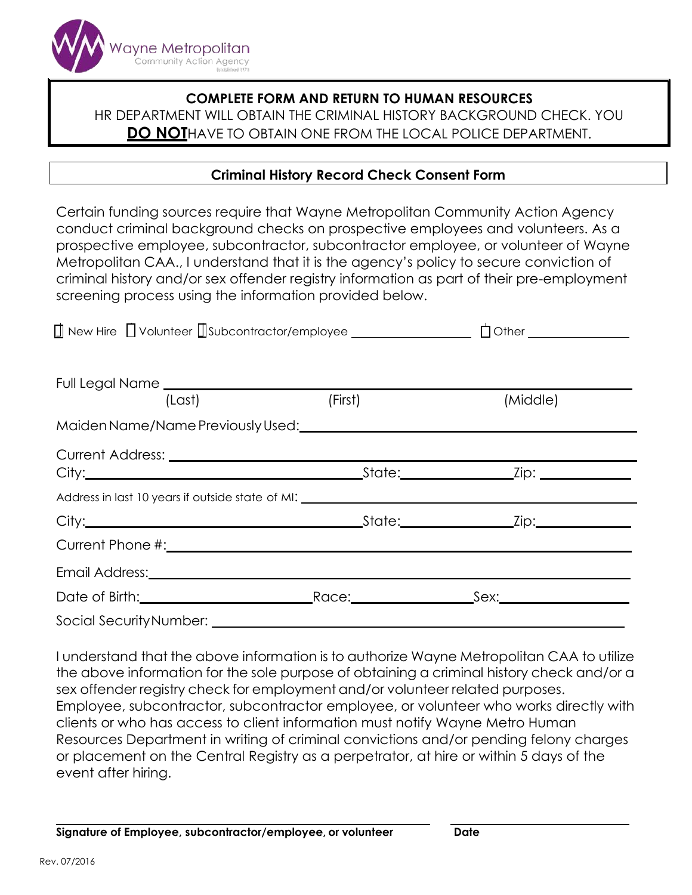Wayne Metropolitan
Community Action Agency
Established 1971

**COMPLETE FORM AND RETURN TO HUMAN RESOURCES**

HR DEPARTMENT WILL OBTAIN THE CRIMINAL HISTORY BACKGROUND CHECK. YOU **DO NOT** HAVE TO OBTAIN ONE FROM THE LOCAL POLICE DEPARTMENT.

## Criminal History Record Check Consent Form

Certain funding sources require that Wayne Metropolitan Community Action Agency conduct criminal background checks on prospective employees and volunteers. As a prospective employee, subcontractor, subcontractor employee, or volunteer of Wayne Metropolitan CAA., I understand that it is the agency's policy to secure conviction of criminal history and/or sex offender registry information as part of their pre-employment screening process using the information provided below.

☐ New Hire ☐ Volunteer ☐ Subcontractor/employee ____________________ ☐ Other ________________

Full Legal Name ______________________________________________________________
(Last) (First) (Middle)

Maiden Name/Name Previously Used: ______________________________________________

Current Address: ______________________________________________________________

City: ______________________________ State: ______________ Zip: ____________

Address in last 10 years if outside state of MI: ______________________________________

City: ______________________________ State: ______________ Zip: ____________

Current Phone #: ______________________________________________________________

Email Address: ________________________________________________________________

Date of Birth: ______________________ Race: ________________ Sex: __________________

Social Security Number: ________________________________________________________

I understand that the above information is to authorize Wayne Metropolitan CAA to utilize the above information for the sole purpose of obtaining a criminal history check and/or a sex offender registry check for employment and/or volunteer related purposes. Employee, subcontractor, subcontractor employee, or volunteer who works directly with clients or who has access to client information must notify Wayne Metro Human Resources Department in writing of criminal convictions and/or pending felony charges or placement on the Central Registry as a perpetrator, at hire or within 5 days of the event after hiring.

______________________________________________________ ____________________

**Signature of Employee, subcontractor/employee, or volunteer** **Date**

Rev. 07/2016